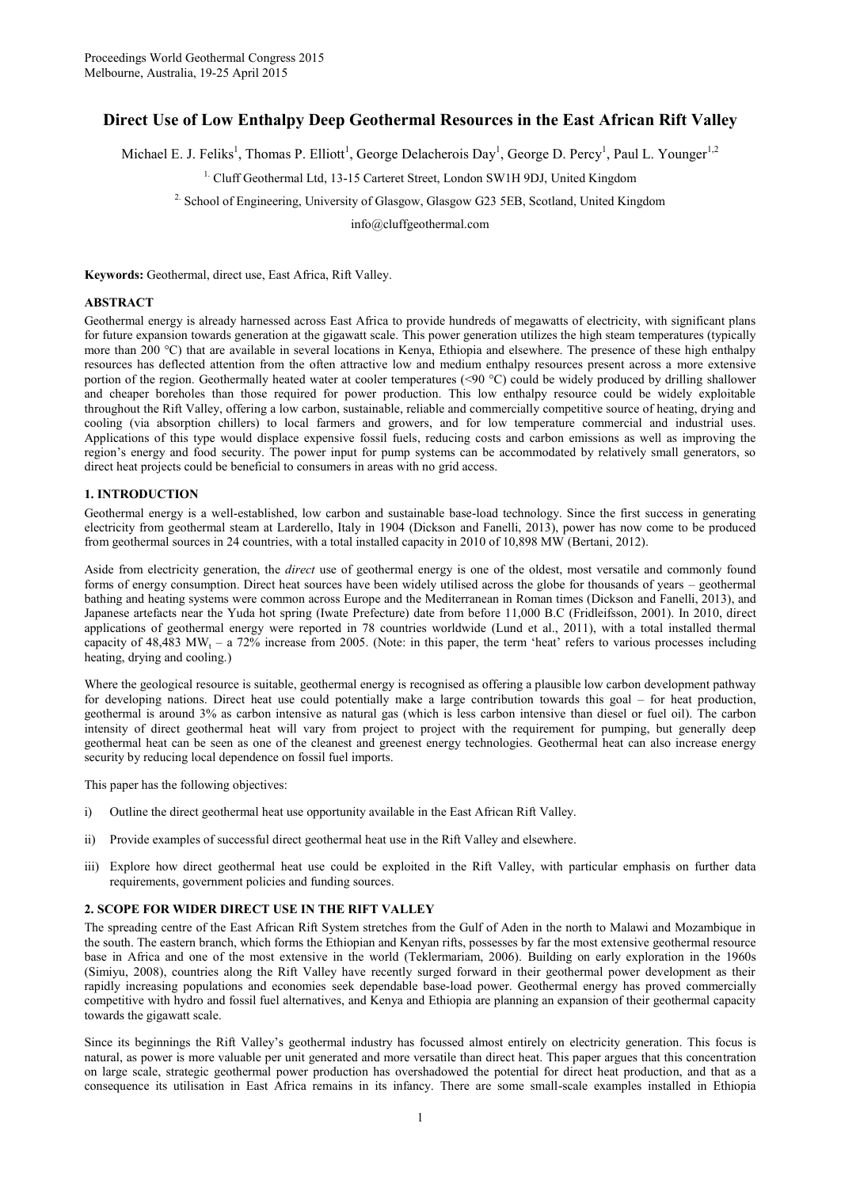Proceedings World Geothermal Congress 2015
Melbourne, Australia, 19-25 April 2015

# Direct Use of Low Enthalpy Deep Geothermal Resources in the East African Rift Valley

Michael E. J. Feliks[1], Thomas P. Elliott[1], George Delacherois Day[1], George D. Percy[1], Paul L. Younger[1,2]

[1.] Cluff Geothermal Ltd, 13-15 Carteret Street, London SW1H 9DJ, United Kingdom

[2.] School of Engineering, University of Glasgow, Glasgow G23 5EB, Scotland, United Kingdom

info@cluffgeothermal.com

**Keywords:** Geothermal, direct use, East Africa, Rift Valley.

## ABSTRACT

Geothermal energy is already harnessed across East Africa to provide hundreds of megawatts of electricity, with significant plans for future expansion towards generation at the gigawatt scale. This power generation utilizes the high steam temperatures (typically more than 200 °C) that are available in several locations in Kenya, Ethiopia and elsewhere. The presence of these high enthalpy resources has deflected attention from the often attractive low and medium enthalpy resources present across a more extensive portion of the region. Geothermally heated water at cooler temperatures (<90 °C) could be widely produced by drilling shallower and cheaper boreholes than those required for power production. This low enthalpy resource could be widely exploitable throughout the Rift Valley, offering a low carbon, sustainable, reliable and commercially competitive source of heating, drying and cooling (via absorption chillers) to local farmers and growers, and for low temperature commercial and industrial uses. Applications of this type would displace expensive fossil fuels, reducing costs and carbon emissions as well as improving the region's energy and food security. The power input for pump systems can be accommodated by relatively small generators, so direct heat projects could be beneficial to consumers in areas with no grid access.

## 1. INTRODUCTION

Geothermal energy is a well-established, low carbon and sustainable base-load technology. Since the first success in generating electricity from geothermal steam at Larderello, Italy in 1904 (Dickson and Fanelli, 2013), power has now come to be produced from geothermal sources in 24 countries, with a total installed capacity in 2010 of 10,898 MW (Bertani, 2012).

Aside from electricity generation, the *direct* use of geothermal energy is one of the oldest, most versatile and commonly found forms of energy consumption. Direct heat sources have been widely utilised across the globe for thousands of years – geothermal bathing and heating systems were common across Europe and the Mediterranean in Roman times (Dickson and Fanelli, 2013), and Japanese artefacts near the Yuda hot spring (Iwate Prefecture) date from before 11,000 B.C (Fridleifsson, 2001). In 2010, direct applications of geothermal energy were reported in 78 countries worldwide (Lund et al., 2011), with a total installed thermal capacity of 48,483 $MW_t$ – a 72% increase from 2005. (Note: in this paper, the term 'heat' refers to various processes including heating, drying and cooling.)

Where the geological resource is suitable, geothermal energy is recognised as offering a plausible low carbon development pathway for developing nations. Direct heat use could potentially make a large contribution towards this goal – for heat production, geothermal is around 3% as carbon intensive as natural gas (which is less carbon intensive than diesel or fuel oil). The carbon intensity of direct geothermal heat will vary from project to project with the requirement for pumping, but generally deep geothermal heat can be seen as one of the cleanest and greenest energy technologies. Geothermal heat can also increase energy security by reducing local dependence on fossil fuel imports.

This paper has the following objectives:

i) Outline the direct geothermal heat use opportunity available in the East African Rift Valley.

ii) Provide examples of successful direct geothermal heat use in the Rift Valley and elsewhere.

iii) Explore how direct geothermal heat use could be exploited in the Rift Valley, with particular emphasis on further data requirements, government policies and funding sources.

## 2. SCOPE FOR WIDER DIRECT USE IN THE RIFT VALLEY

The spreading centre of the East African Rift System stretches from the Gulf of Aden in the north to Malawi and Mozambique in the south. The eastern branch, which forms the Ethiopian and Kenyan rifts, possesses by far the most extensive geothermal resource base in Africa and one of the most extensive in the world (Teklermariam, 2006). Building on early exploration in the 1960s (Simiyu, 2008), countries along the Rift Valley have recently surged forward in their geothermal power development as their rapidly increasing populations and economies seek dependable base-load power. Geothermal energy has proved commercially competitive with hydro and fossil fuel alternatives, and Kenya and Ethiopia are planning an expansion of their geothermal capacity towards the gigawatt scale.

Since its beginnings the Rift Valley's geothermal industry has focussed almost entirely on electricity generation. This focus is natural, as power is more valuable per unit generated and more versatile than direct heat. This paper argues that this concentration on large scale, strategic geothermal power production has overshadowed the potential for direct heat production, and that as a consequence its utilisation in East Africa remains in its infancy. There are some small-scale examples installed in Ethiopia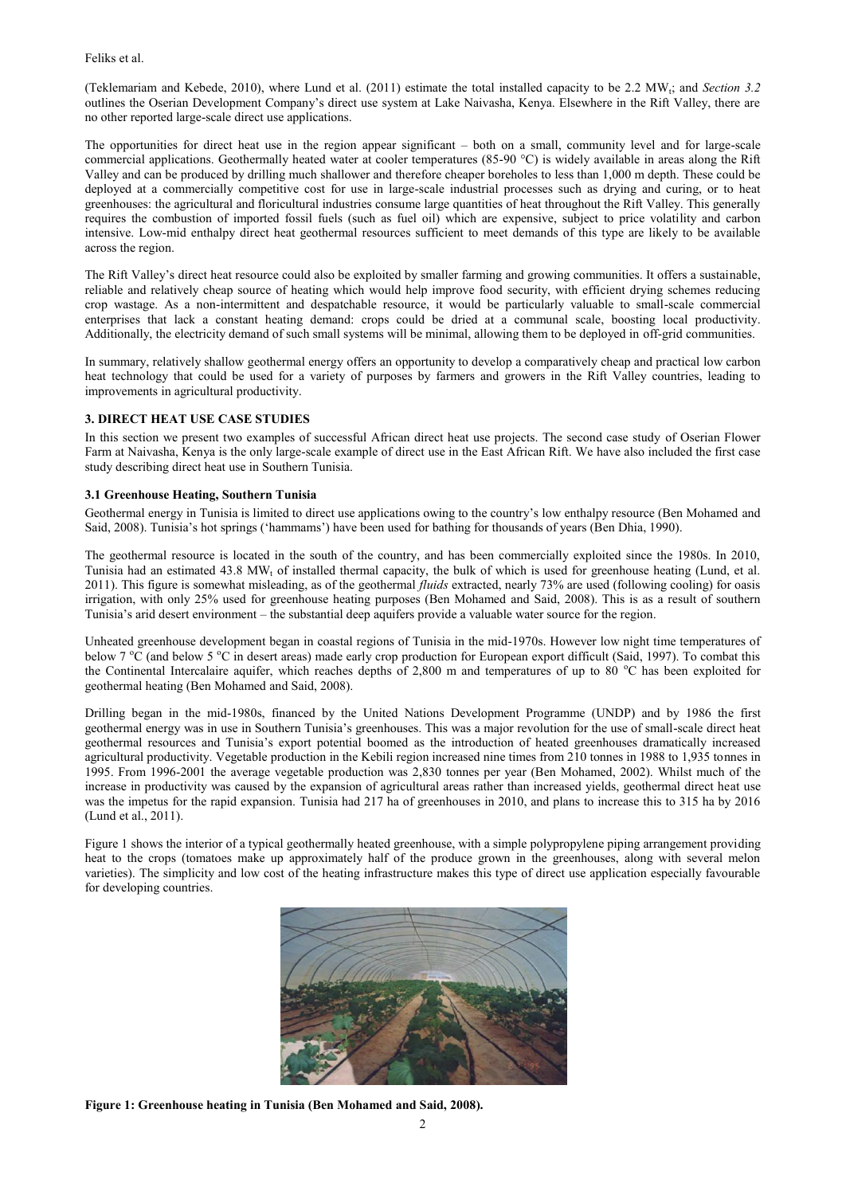(Teklemariam and Kebede, 2010), where Lund et al. (2011) estimate the total installed capacity to be 2.2 $MW_t$; and *Section 3.2* outlines the Oserian Development Company's direct use system at Lake Naivasha, Kenya. Elsewhere in the Rift Valley, there are no other reported large-scale direct use applications.

The opportunities for direct heat use in the region appear significant – both on a small, community level and for large-scale commercial applications. Geothermally heated water at cooler temperatures (85-90 °C) is widely available in areas along the Rift Valley and can be produced by drilling much shallower and therefore cheaper boreholes to less than 1,000 m depth. These could be deployed at a commercially competitive cost for use in large-scale industrial processes such as drying and curing, or to heat greenhouses: the agricultural and floricultural industries consume large quantities of heat throughout the Rift Valley. This generally requires the combustion of imported fossil fuels (such as fuel oil) which are expensive, subject to price volatility and carbon intensive. Low-mid enthalpy direct heat geothermal resources sufficient to meet demands of this type are likely to be available across the region.

The Rift Valley's direct heat resource could also be exploited by smaller farming and growing communities. It offers a sustainable, reliable and relatively cheap source of heating which would help improve food security, with efficient drying schemes reducing crop wastage. As a non-intermittent and despatchable resource, it would be particularly valuable to small-scale commercial enterprises that lack a constant heating demand: crops could be dried at a communal scale, boosting local productivity. Additionally, the electricity demand of such small systems will be minimal, allowing them to be deployed in off-grid communities.

In summary, relatively shallow geothermal energy offers an opportunity to develop a comparatively cheap and practical low carbon heat technology that could be used for a variety of purposes by farmers and growers in the Rift Valley countries, leading to improvements in agricultural productivity.

## 3. DIRECT HEAT USE CASE STUDIES

In this section we present two examples of successful African direct heat use projects. The second case study of Oserian Flower Farm at Naivasha, Kenya is the only large-scale example of direct use in the East African Rift. We have also included the first case study describing direct heat use in Southern Tunisia.

### 3.1 Greenhouse Heating, Southern Tunisia

Geothermal energy in Tunisia is limited to direct use applications owing to the country's low enthalpy resource (Ben Mohamed and Said, 2008). Tunisia's hot springs ('hammams') have been used for bathing for thousands of years (Ben Dhia, 1990).

The geothermal resource is located in the south of the country, and has been commercially exploited since the 1980s. In 2010, Tunisia had an estimated 43.8 $MW_t$ of installed thermal capacity, the bulk of which is used for greenhouse heating (Lund, et al. 2011). This figure is somewhat misleading, as of the geothermal *fluids* extracted, nearly 73% are used (following cooling) for oasis irrigation, with only 25% used for greenhouse heating purposes (Ben Mohamed and Said, 2008). This is as a result of southern Tunisia's arid desert environment – the substantial deep aquifers provide a valuable water source for the region.

Unheated greenhouse development began in coastal regions of Tunisia in the mid-1970s. However low night time temperatures of below 7 °C (and below 5 °C in desert areas) made early crop production for European export difficult (Said, 1997). To combat this the Continental Intercalaire aquifer, which reaches depths of 2,800 m and temperatures of up to 80 °C has been exploited for geothermal heating (Ben Mohamed and Said, 2008).

Drilling began in the mid-1980s, financed by the United Nations Development Programme (UNDP) and by 1986 the first geothermal energy was in use in Southern Tunisia's greenhouses. This was a major revolution for the use of small-scale direct heat geothermal resources and Tunisia's export potential boomed as the introduction of heated greenhouses dramatically increased agricultural productivity. Vegetable production in the Kebili region increased nine times from 210 tonnes in 1988 to 1,935 tonnes in 1995. From 1996-2001 the average vegetable production was 2,830 tonnes per year (Ben Mohamed, 2002). Whilst much of the increase in productivity was caused by the expansion of agricultural areas rather than increased yields, geothermal direct heat use was the impetus for the rapid expansion. Tunisia had 217 ha of greenhouses in 2010, and plans to increase this to 315 ha by 2016 (Lund et al., 2011).

Figure 1 shows the interior of a typical geothermally heated greenhouse, with a simple polypropylene piping arrangement providing heat to the crops (tomatoes make up approximately half of the produce grown in the greenhouses, along with several melon varieties). The simplicity and low cost of the heating infrastructure makes this type of direct use application especially favourable for developing countries.

**Figure 1: Greenhouse heating in Tunisia (Ben Mohamed and Said, 2008).**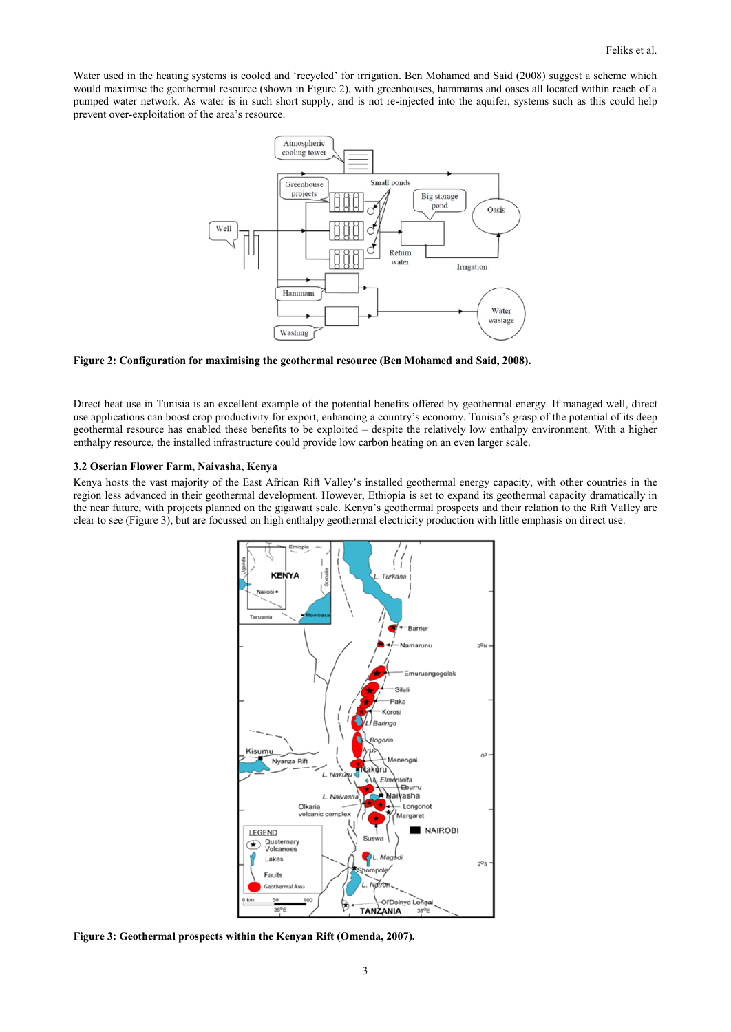Water used in the heating systems is cooled and 'recycled' for irrigation. Ben Mohamed and Said (2008) suggest a scheme which would maximise the geothermal resource (shown in Figure 2), with greenhouses, hammams and oases all located within reach of a pumped water network. As water is in such short supply, and is not re-injected into the aquifer, systems such as this could help prevent over-exploitation of the area's resource.

**Figure 2: Configuration for maximising the geothermal resource (Ben Mohamed and Said, 2008).**

Direct heat use in Tunisia is an excellent example of the potential benefits offered by geothermal energy. If managed well, direct use applications can boost crop productivity for export, enhancing a country's economy. Tunisia's grasp of the potential of its deep geothermal resource has enabled these benefits to be exploited – despite the relatively low enthalpy environment. With a higher enthalpy resource, the installed infrastructure could provide low carbon heating on an even larger scale.

### 3.2 Oserian Flower Farm, Naivasha, Kenya

Kenya hosts the vast majority of the East African Rift Valley's installed geothermal energy capacity, with other countries in the region less advanced in their geothermal development. However, Ethiopia is set to expand its geothermal capacity dramatically in the near future, with projects planned on the gigawatt scale. Kenya's geothermal prospects and their relation to the Rift Valley are clear to see (Figure 3), but are focussed on high enthalpy geothermal electricity production with little emphasis on direct use.

**Figure 3: Geothermal prospects within the Kenyan Rift (Omenda, 2007).**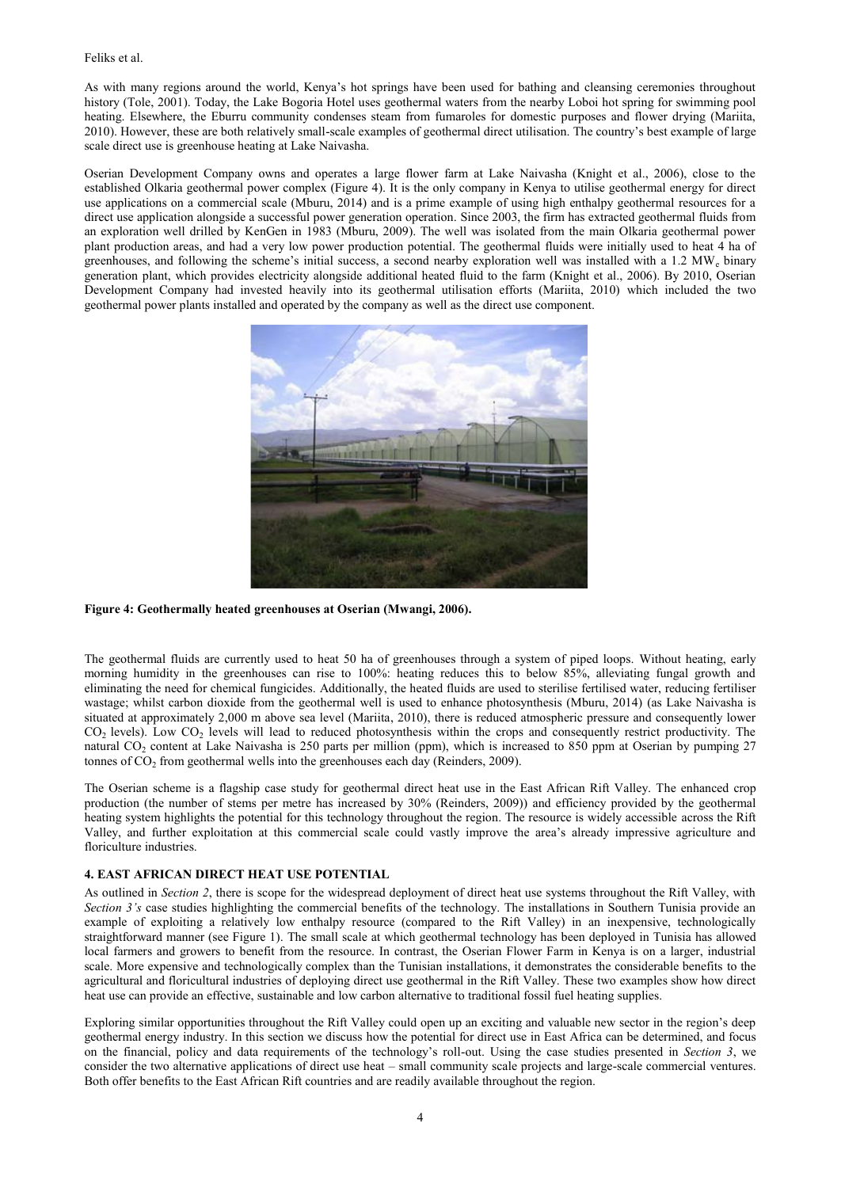As with many regions around the world, Kenya's hot springs have been used for bathing and cleansing ceremonies throughout history (Tole, 2001). Today, the Lake Bogoria Hotel uses geothermal waters from the nearby Loboi hot spring for swimming pool heating. Elsewhere, the Eburru community condenses steam from fumaroles for domestic purposes and flower drying (Mariita, 2010). However, these are both relatively small-scale examples of geothermal direct utilisation. The country's best example of large scale direct use is greenhouse heating at Lake Naivasha.

Oserian Development Company owns and operates a large flower farm at Lake Naivasha (Knight et al., 2006), close to the established Olkaria geothermal power complex (Figure 4). It is the only company in Kenya to utilise geothermal energy for direct use applications on a commercial scale (Mburu, 2014) and is a prime example of using high enthalpy geothermal resources for a direct use application alongside a successful power generation operation. Since 2003, the firm has extracted geothermal fluids from an exploration well drilled by KenGen in 1983 (Mburu, 2009). The well was isolated from the main Olkaria geothermal power plant production areas, and had a very low power production potential. The geothermal fluids were initially used to heat 4 ha of greenhouses, and following the scheme's initial success, a second nearby exploration well was installed with a 1.2 $MW_e$ binary generation plant, which provides electricity alongside additional heated fluid to the farm (Knight et al., 2006). By 2010, Oserian Development Company had invested heavily into its geothermal utilisation efforts (Mariita, 2010) which included the two geothermal power plants installed and operated by the company as well as the direct use component.

**Figure 4: Geothermally heated greenhouses at Oserian (Mwangi, 2006).**

The geothermal fluids are currently used to heat 50 ha of greenhouses through a system of piped loops. Without heating, early morning humidity in the greenhouses can rise to 100%: heating reduces this to below 85%, alleviating fungal growth and eliminating the need for chemical fungicides. Additionally, the heated fluids are used to sterilise fertilised water, reducing fertiliser wastage; whilst carbon dioxide from the geothermal well is used to enhance photosynthesis (Mburu, 2014) (as Lake Naivasha is situated at approximately 2,000 m above sea level (Mariita, 2010), there is reduced atmospheric pressure and consequently lower $CO_2$ levels). Low $CO_2$ levels will lead to reduced photosynthesis within the crops and consequently restrict productivity. The natural $CO_2$ content at Lake Naivasha is 250 parts per million (ppm), which is increased to 850 ppm at Oserian by pumping 27 tonnes of $CO_2$ from geothermal wells into the greenhouses each day (Reinders, 2009).

The Oserian scheme is a flagship case study for geothermal direct heat use in the East African Rift Valley. The enhanced crop production (the number of stems per metre has increased by 30% (Reinders, 2009)) and efficiency provided by the geothermal heating system highlights the potential for this technology throughout the region. The resource is widely accessible across the Rift Valley, and further exploitation at this commercial scale could vastly improve the area's already impressive agriculture and floriculture industries.

## 4. EAST AFRICAN DIRECT HEAT USE POTENTIAL

As outlined in *Section 2*, there is scope for the widespread deployment of direct heat use systems throughout the Rift Valley, with *Section 3's* case studies highlighting the commercial benefits of the technology. The installations in Southern Tunisia provide an example of exploiting a relatively low enthalpy resource (compared to the Rift Valley) in an inexpensive, technologically straightforward manner (see Figure 1). The small scale at which geothermal technology has been deployed in Tunisia has allowed local farmers and growers to benefit from the resource. In contrast, the Oserian Flower Farm in Kenya is on a larger, industrial scale. More expensive and technologically complex than the Tunisian installations, it demonstrates the considerable benefits to the agricultural and floricultural industries of deploying direct use geothermal in the Rift Valley. These two examples show how direct heat use can provide an effective, sustainable and low carbon alternative to traditional fossil fuel heating supplies.

Exploring similar opportunities throughout the Rift Valley could open up an exciting and valuable new sector in the region's deep geothermal energy industry. In this section we discuss how the potential for direct use in East Africa can be determined, and focus on the financial, policy and data requirements of the technology's roll-out. Using the case studies presented in *Section 3*, we consider the two alternative applications of direct use heat – small community scale projects and large-scale commercial ventures. Both offer benefits to the East African Rift countries and are readily available throughout the region.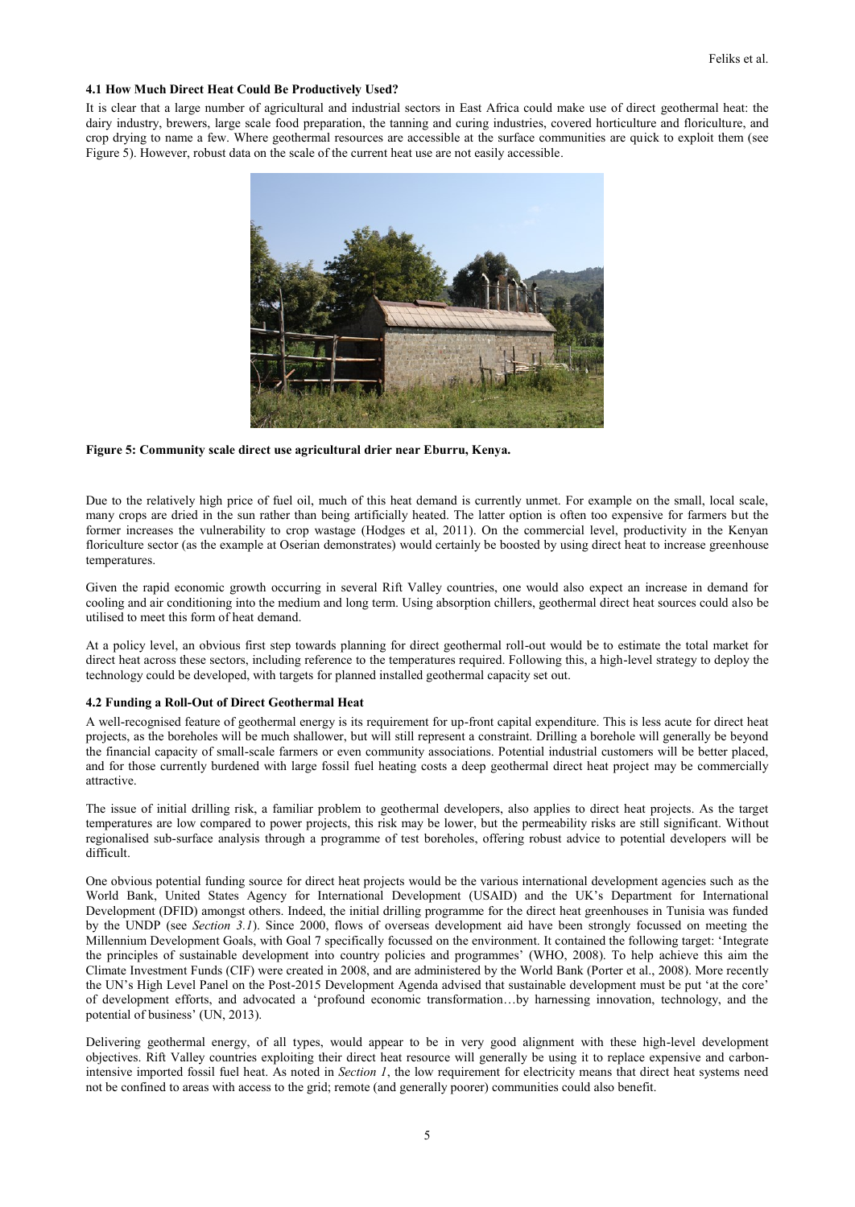### 4.1 How Much Direct Heat Could Be Productively Used?

It is clear that a large number of agricultural and industrial sectors in East Africa could make use of direct geothermal heat: the dairy industry, brewers, large scale food preparation, the tanning and curing industries, covered horticulture and floriculture, and crop drying to name a few. Where geothermal resources are accessible at the surface communities are quick to exploit them (see Figure 5). However, robust data on the scale of the current heat use are not easily accessible.

**Figure 5: Community scale direct use agricultural drier near Eburru, Kenya.**

Due to the relatively high price of fuel oil, much of this heat demand is currently unmet. For example on the small, local scale, many crops are dried in the sun rather than being artificially heated. The latter option is often too expensive for farmers but the former increases the vulnerability to crop wastage (Hodges et al, 2011). On the commercial level, productivity in the Kenyan floriculture sector (as the example at Oserian demonstrates) would certainly be boosted by using direct heat to increase greenhouse temperatures.

Given the rapid economic growth occurring in several Rift Valley countries, one would also expect an increase in demand for cooling and air conditioning into the medium and long term. Using absorption chillers, geothermal direct heat sources could also be utilised to meet this form of heat demand.

At a policy level, an obvious first step towards planning for direct geothermal roll-out would be to estimate the total market for direct heat across these sectors, including reference to the temperatures required. Following this, a high-level strategy to deploy the technology could be developed, with targets for planned installed geothermal capacity set out.

### 4.2 Funding a Roll-Out of Direct Geothermal Heat

A well-recognised feature of geothermal energy is its requirement for up-front capital expenditure. This is less acute for direct heat projects, as the boreholes will be much shallower, but will still represent a constraint. Drilling a borehole will generally be beyond the financial capacity of small-scale farmers or even community associations. Potential industrial customers will be better placed, and for those currently burdened with large fossil fuel heating costs a deep geothermal direct heat project may be commercially attractive.

The issue of initial drilling risk, a familiar problem to geothermal developers, also applies to direct heat projects. As the target temperatures are low compared to power projects, this risk may be lower, but the permeability risks are still significant. Without regionalised sub-surface analysis through a programme of test boreholes, offering robust advice to potential developers will be difficult.

One obvious potential funding source for direct heat projects would be the various international development agencies such as the World Bank, United States Agency for International Development (USAID) and the UK's Department for International Development (DFID) amongst others. Indeed, the initial drilling programme for the direct heat greenhouses in Tunisia was funded by the UNDP (see *Section 3.1*). Since 2000, flows of overseas development aid have been strongly focussed on meeting the Millennium Development Goals, with Goal 7 specifically focussed on the environment. It contained the following target: 'Integrate the principles of sustainable development into country policies and programmes' (WHO, 2008). To help achieve this aim the Climate Investment Funds (CIF) were created in 2008, and are administered by the World Bank (Porter et al., 2008). More recently the UN's High Level Panel on the Post-2015 Development Agenda advised that sustainable development must be put 'at the core' of development efforts, and advocated a 'profound economic transformation…by harnessing innovation, technology, and the potential of business' (UN, 2013).

Delivering geothermal energy, of all types, would appear to be in very good alignment with these high-level development objectives. Rift Valley countries exploiting their direct heat resource will generally be using it to replace expensive and carbon-intensive imported fossil fuel heat. As noted in *Section 1*, the low requirement for electricity means that direct heat systems need not be confined to areas with access to the grid; remote (and generally poorer) communities could also benefit.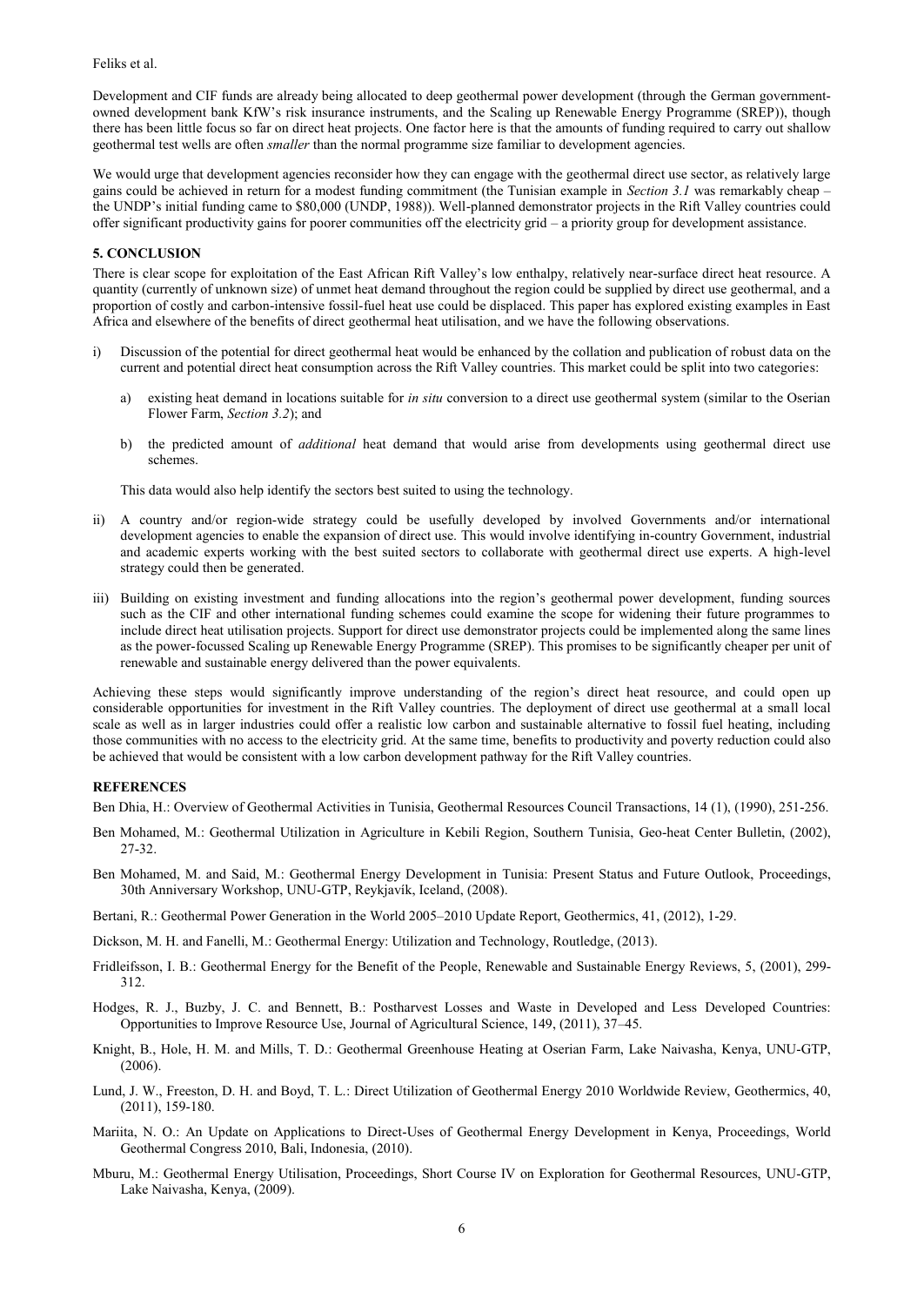Development and CIF funds are already being allocated to deep geothermal power development (through the German government-owned development bank KfW's risk insurance instruments, and the Scaling up Renewable Energy Programme (SREP)), though there has been little focus so far on direct heat projects. One factor here is that the amounts of funding required to carry out shallow geothermal test wells are often *smaller* than the normal programme size familiar to development agencies.

We would urge that development agencies reconsider how they can engage with the geothermal direct use sector, as relatively large gains could be achieved in return for a modest funding commitment (the Tunisian example in *Section 3.1* was remarkably cheap – the UNDP's initial funding came to \$80,000 (UNDP, 1988)). Well-planned demonstrator projects in the Rift Valley countries could offer significant productivity gains for poorer communities off the electricity grid – a priority group for development assistance.

## 5. CONCLUSION

There is clear scope for exploitation of the East African Rift Valley's low enthalpy, relatively near-surface direct heat resource. A quantity (currently of unknown size) of unmet heat demand throughout the region could be supplied by direct use geothermal, and a proportion of costly and carbon-intensive fossil-fuel heat use could be displaced. This paper has explored existing examples in East Africa and elsewhere of the benefits of direct geothermal heat utilisation, and we have the following observations.

i) Discussion of the potential for direct geothermal heat would be enhanced by the collation and publication of robust data on the current and potential direct heat consumption across the Rift Valley countries. This market could be split into two categories:

   a) existing heat demand in locations suitable for *in situ* conversion to a direct use geothermal system (similar to the Oserian Flower Farm, *Section 3.2*); and

   b) the predicted amount of *additional* heat demand that would arise from developments using geothermal direct use schemes.

   This data would also help identify the sectors best suited to using the technology.

ii) A country and/or region-wide strategy could be usefully developed by involved Governments and/or international development agencies to enable the expansion of direct use. This would involve identifying in-country Government, industrial and academic experts working with the best suited sectors to collaborate with geothermal direct use experts. A high-level strategy could then be generated.

iii) Building on existing investment and funding allocations into the region's geothermal power development, funding sources such as the CIF and other international funding schemes could examine the scope for widening their future programmes to include direct heat utilisation projects. Support for direct use demonstrator projects could be implemented along the same lines as the power-focussed Scaling up Renewable Energy Programme (SREP). This promises to be significantly cheaper per unit of renewable and sustainable energy delivered than the power equivalents.

Achieving these steps would significantly improve understanding of the region's direct heat resource, and could open up considerable opportunities for investment in the Rift Valley countries. The deployment of direct use geothermal at a small local scale as well as in larger industries could offer a realistic low carbon and sustainable alternative to fossil fuel heating, including those communities with no access to the electricity grid. At the same time, benefits to productivity and poverty reduction could also be achieved that would be consistent with a low carbon development pathway for the Rift Valley countries.

## REFERENCES

Ben Dhia, H.: Overview of Geothermal Activities in Tunisia, Geothermal Resources Council Transactions, 14 (1), (1990), 251-256.

Ben Mohamed, M.: Geothermal Utilization in Agriculture in Kebili Region, Southern Tunisia, Geo-heat Center Bulletin, (2002), 27-32.

Ben Mohamed, M. and Said, M.: Geothermal Energy Development in Tunisia: Present Status and Future Outlook, Proceedings, 30th Anniversary Workshop, UNU-GTP, Reykjavík, Iceland, (2008).

Bertani, R.: Geothermal Power Generation in the World 2005–2010 Update Report, Geothermics, 41, (2012), 1-29.

Dickson, M. H. and Fanelli, M.: Geothermal Energy: Utilization and Technology, Routledge, (2013).

Fridleifsson, I. B.: Geothermal Energy for the Benefit of the People, Renewable and Sustainable Energy Reviews, 5, (2001), 299-312.

Hodges, R. J., Buzby, J. C. and Bennett, B.: Postharvest Losses and Waste in Developed and Less Developed Countries: Opportunities to Improve Resource Use, Journal of Agricultural Science, 149, (2011), 37–45.

Knight, B., Hole, H. M. and Mills, T. D.: Geothermal Greenhouse Heating at Oserian Farm, Lake Naivasha, Kenya, UNU-GTP, (2006).

Lund, J. W., Freeston, D. H. and Boyd, T. L.: Direct Utilization of Geothermal Energy 2010 Worldwide Review, Geothermics, 40, (2011), 159-180.

Mariita, N. O.: An Update on Applications to Direct-Uses of Geothermal Energy Development in Kenya, Proceedings, World Geothermal Congress 2010, Bali, Indonesia, (2010).

Mburu, M.: Geothermal Energy Utilisation, Proceedings, Short Course IV on Exploration for Geothermal Resources, UNU-GTP, Lake Naivasha, Kenya, (2009).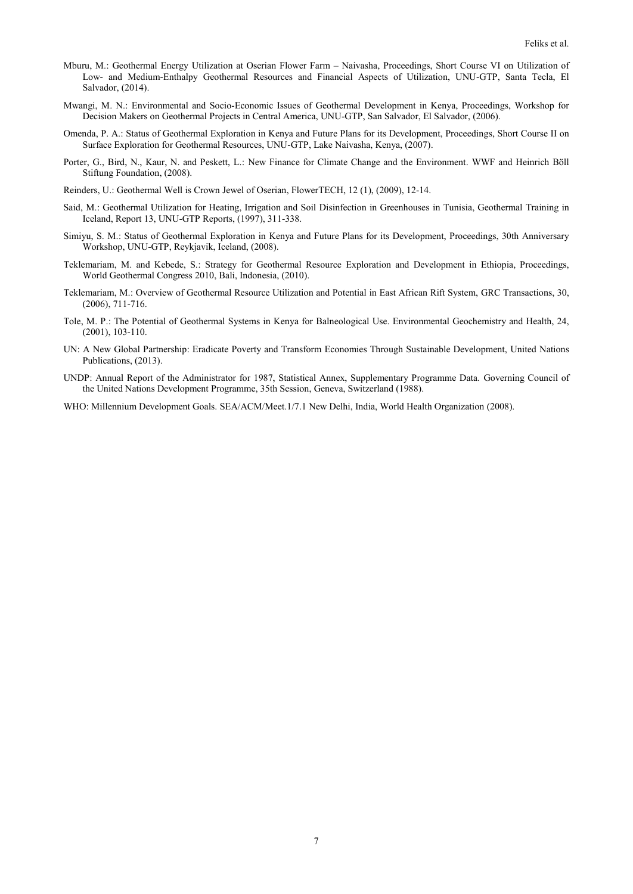Mburu, M.: Geothermal Energy Utilization at Oserian Flower Farm – Naivasha, Proceedings, Short Course VI on Utilization of Low- and Medium-Enthalpy Geothermal Resources and Financial Aspects of Utilization, UNU-GTP, Santa Tecla, El Salvador, (2014).

Mwangi, M. N.: Environmental and Socio-Economic Issues of Geothermal Development in Kenya, Proceedings, Workshop for Decision Makers on Geothermal Projects in Central America, UNU-GTP, San Salvador, El Salvador, (2006).

Omenda, P. A.: Status of Geothermal Exploration in Kenya and Future Plans for its Development, Proceedings, Short Course II on Surface Exploration for Geothermal Resources, UNU-GTP, Lake Naivasha, Kenya, (2007).

Porter, G., Bird, N., Kaur, N. and Peskett, L.: New Finance for Climate Change and the Environment. WWF and Heinrich Böll Stiftung Foundation, (2008).

Reinders, U.: Geothermal Well is Crown Jewel of Oserian, FlowerTECH, 12 (1), (2009), 12-14.

Said, M.: Geothermal Utilization for Heating, Irrigation and Soil Disinfection in Greenhouses in Tunisia, Geothermal Training in Iceland, Report 13, UNU-GTP Reports, (1997), 311-338.

Simiyu, S. M.: Status of Geothermal Exploration in Kenya and Future Plans for its Development, Proceedings, 30th Anniversary Workshop, UNU-GTP, Reykjavik, Iceland, (2008).

Teklemariam, M. and Kebede, S.: Strategy for Geothermal Resource Exploration and Development in Ethiopia, Proceedings, World Geothermal Congress 2010, Bali, Indonesia, (2010).

Teklemariam, M.: Overview of Geothermal Resource Utilization and Potential in East African Rift System, GRC Transactions, 30, (2006), 711-716.

Tole, M. P.: The Potential of Geothermal Systems in Kenya for Balneological Use. Environmental Geochemistry and Health, 24, (2001), 103-110.

UN: A New Global Partnership: Eradicate Poverty and Transform Economies Through Sustainable Development, United Nations Publications, (2013).

UNDP: Annual Report of the Administrator for 1987, Statistical Annex, Supplementary Programme Data. Governing Council of the United Nations Development Programme, 35th Session, Geneva, Switzerland (1988).

WHO: Millennium Development Goals. SEA/ACM/Meet.1/7.1 New Delhi, India, World Health Organization (2008).